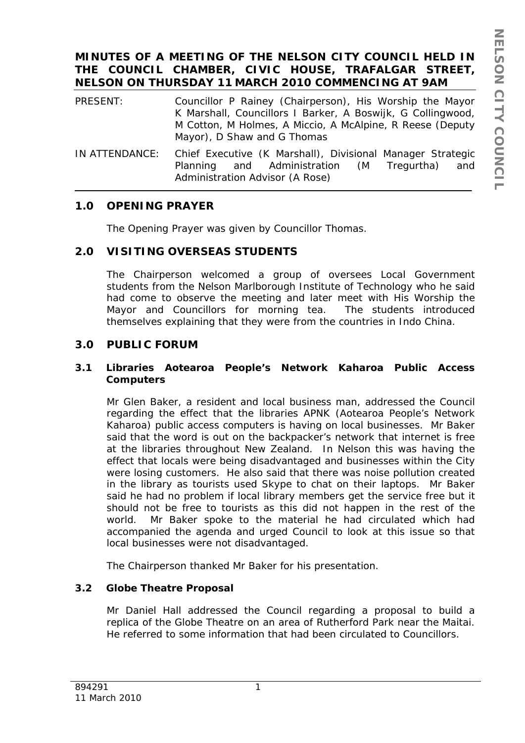# MINUTES OF A MEETING OF THE NELSON CITY COUNCIL HELD IN THE COUNCIL CHAMBER, CIVIC HOUSE, TRAFALGAR STREET, NELSON ON THURSDAY 11 MARCH 2010 COMMENCING AT 9AM

| | |
|---|---|
| PRESENT: | Councillor P Rainey (Chairperson), His Worship the Mayor K Marshall, Councillors I Barker, A Boswijk, G Collingwood, M Cotton, M Holmes, A Miccio, A McAlpine, R Reese (Deputy Mayor), D Shaw and G Thomas |
| IN ATTENDANCE: | Chief Executive (K Marshall), Divisional Manager Strategic Planning and Administration (M Tregurtha) and Administration Advisor (A Rose) |

## 1.0 OPENING PRAYER

The Opening Prayer was given by Councillor Thomas.

## 2.0 VISITING OVERSEAS STUDENTS

The Chairperson welcomed a group of oversees Local Government students from the Nelson Marlborough Institute of Technology who he said had come to observe the meeting and later meet with His Worship the Mayor and Councillors for morning tea. The students introduced themselves explaining that they were from the countries in Indo China.

## 3.0 PUBLIC FORUM

### 3.1 Libraries Aotearoa People's Network Kaharoa Public Access Computers

Mr Glen Baker, a resident and local business man, addressed the Council regarding the effect that the libraries APNK (Aotearoa People's Network Kaharoa) public access computers is having on local businesses. Mr Baker said that the word is out on the backpacker's network that internet is free at the libraries throughout New Zealand. In Nelson this was having the effect that locals were being disadvantaged and businesses within the City were losing customers. He also said that there was noise pollution created in the library as tourists used Skype to chat on their laptops. Mr Baker said he had no problem if local library members get the service free but it should not be free to tourists as this did not happen in the rest of the world. Mr Baker spoke to the material he had circulated which had accompanied the agenda and urged Council to look at this issue so that local businesses were not disadvantaged.

The Chairperson thanked Mr Baker for his presentation.

### 3.2 Globe Theatre Proposal

Mr Daniel Hall addressed the Council regarding a proposal to build a replica of the Globe Theatre on an area of Rutherford Park near the Maitai. He referred to some information that had been circulated to Councillors.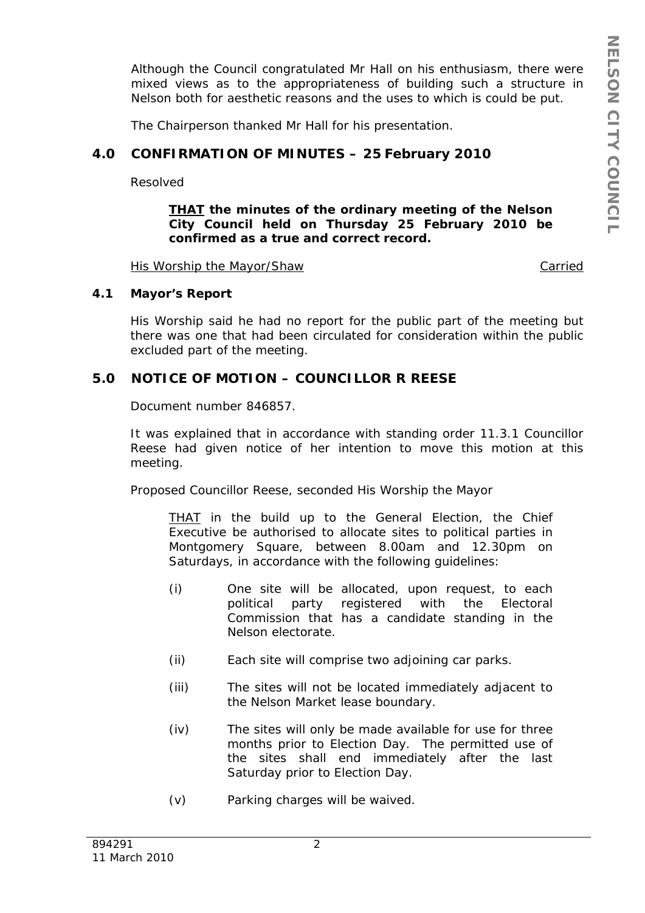Although the Council congratulated Mr Hall on his enthusiasm, there were mixed views as to the appropriateness of building such a structure in Nelson both for aesthetic reasons and the uses to which is could be put.

The Chairperson thanked Mr Hall for his presentation.

## 4.0 CONFIRMATION OF MINUTES – 25 February 2010

Resolved

> **<u>THAT</u> the minutes of the ordinary meeting of the Nelson City Council held on Thursday 25 February 2010 be confirmed as a true and correct record.**

<u>His Worship the Mayor/Shaw</u> <u>Carried</u>

### 4.1 Mayor's Report

His Worship said he had no report for the public part of the meeting but there was one that had been circulated for consideration within the public excluded part of the meeting.

## 5.0 NOTICE OF MOTION – COUNCILLOR R REESE

Document number 846857.

It was explained that in accordance with standing order 11.3.1 Councillor Reese had given notice of her intention to move this motion at this meeting.

Proposed Councillor Reese, seconded His Worship the Mayor

> <u>THAT</u> in the build up to the General Election, the Chief Executive be authorised to allocate sites to political parties in Montgomery Square, between 8.00am and 12.30pm on Saturdays, in accordance with the following guidelines:
>
> (i) One site will be allocated, upon request, to each political party registered with the Electoral Commission that has a candidate standing in the Nelson electorate.
>
> (ii) Each site will comprise two adjoining car parks.
>
> (iii) The sites will not be located immediately adjacent to the Nelson Market lease boundary.
>
> (iv) The sites will only be made available for use for three months prior to Election Day. The permitted use of the sites shall end immediately after the last Saturday prior to Election Day.
>
> (v) Parking charges will be waived.

894291
11 March 2010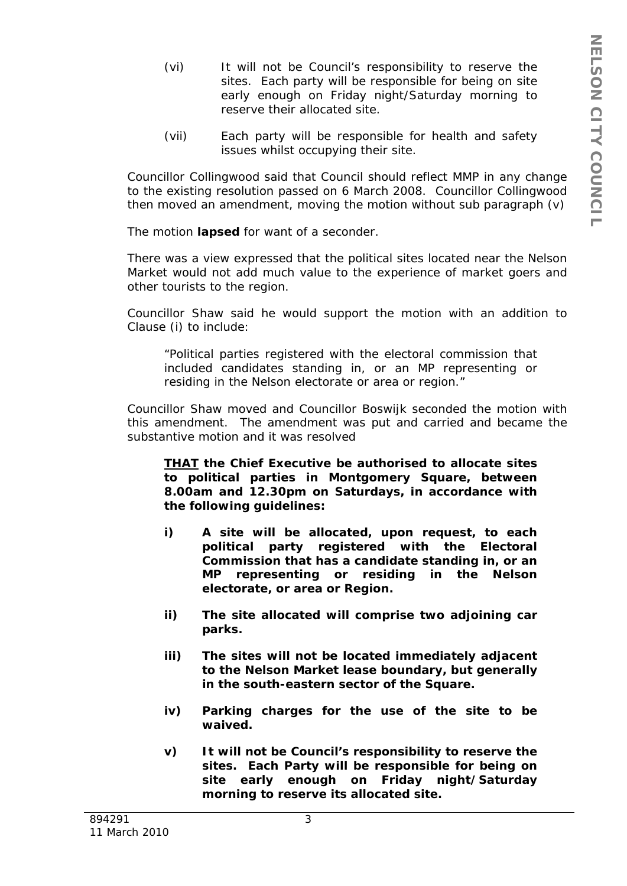(vi) It will not be Council's responsibility to reserve the sites. Each party will be responsible for being on site early enough on Friday night/Saturday morning to reserve their allocated site.

(vii) Each party will be responsible for health and safety issues whilst occupying their site.

Councillor Collingwood said that Council should reflect MMP in any change to the existing resolution passed on 6 March 2008. Councillor Collingwood then moved an amendment, moving the motion without sub paragraph (v)

The motion **lapsed** for want of a seconder.

There was a view expressed that the political sites located near the Nelson Market would not add much value to the experience of market goers and other tourists to the region.

Councillor Shaw said he would support the motion with an addition to Clause (i) to include:

> "Political parties registered with the electoral commission that included candidates standing in, or an MP representing or residing in the Nelson electorate or area or region."

Councillor Shaw moved and Councillor Boswijk seconded the motion with this amendment. The amendment was put and carried and became the substantive motion and it was resolved

> **<u>THAT</u> the Chief Executive be authorised to allocate sites to political parties in Montgomery Square, between 8.00am and 12.30pm on Saturdays, in accordance with the following guidelines:**
>
> **i) A site will be allocated, upon request, to each political party registered with the Electoral Commission that has a candidate standing in, or an MP representing or residing in the Nelson electorate, or area or Region.**
>
> **ii) The site allocated will comprise two adjoining car parks.**
>
> **iii) The sites will not be located immediately adjacent to the Nelson Market lease boundary, but generally in the south-eastern sector of the Square.**
>
> **iv) Parking charges for the use of the site to be waived.**
>
> **v) It will not be Council's responsibility to reserve the sites. Each Party will be responsible for being on site early enough on Friday night/Saturday morning to reserve its allocated site.**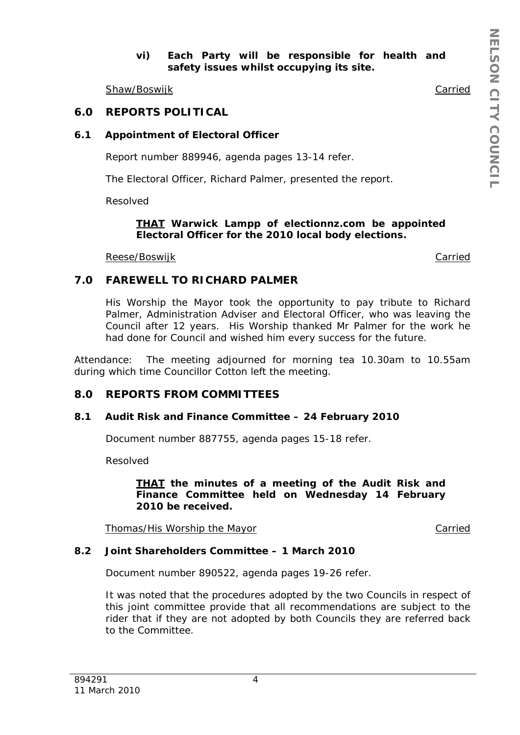**vi) Each Party will be responsible for health and safety issues whilst occupying its site.**

Shaw/Boswijk — Carried

## 6.0 REPORTS POLITICAL

### 6.1 Appointment of Electoral Officer

Report number 889946, agenda pages 13-14 refer.

The Electoral Officer, Richard Palmer, presented the report.

Resolved

> **THAT Warwick Lampp of electionnz.com be appointed Electoral Officer for the 2010 local body elections.**

Reese/Boswijk — Carried

## 7.0 FAREWELL TO RICHARD PALMER

His Worship the Mayor took the opportunity to pay tribute to Richard Palmer, Administration Adviser and Electoral Officer, who was leaving the Council after 12 years. His Worship thanked Mr Palmer for the work he had done for Council and wished him every success for the future.

Attendance: The meeting adjourned for morning tea 10.30am to 10.55am during which time Councillor Cotton left the meeting.

## 8.0 REPORTS FROM COMMITTEES

### 8.1 Audit Risk and Finance Committee – 24 February 2010

Document number 887755, agenda pages 15-18 refer.

Resolved

> **THAT the minutes of a meeting of the Audit Risk and Finance Committee held on Wednesday 14 February 2010 be received.**

Thomas/His Worship the Mayor — Carried

### 8.2 Joint Shareholders Committee – 1 March 2010

Document number 890522, agenda pages 19-26 refer.

It was noted that the procedures adopted by the two Councils in respect of this joint committee provide that all recommendations are subject to the rider that if they are not adopted by both Councils they are referred back to the Committee.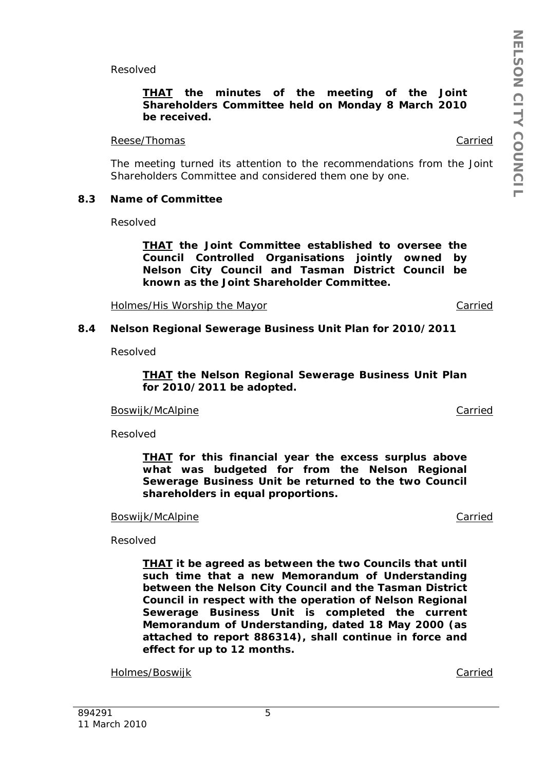Resolved

> **<u>THAT</u> the minutes of the meeting of the Joint Shareholders Committee held on Monday 8 March 2010 be received.**

<u>Reese/Thomas</u> <u>Carried</u>

The meeting turned its attention to the recommendations from the Joint Shareholders Committee and considered them one by one.

### 8.3 Name of Committee

Resolved

> **<u>THAT</u> the Joint Committee established to oversee the Council Controlled Organisations jointly owned by Nelson City Council and Tasman District Council be known as the Joint Shareholder Committee.**

<u>Holmes/His Worship the Mayor</u> <u>Carried</u>

### 8.4 Nelson Regional Sewerage Business Unit Plan for 2010/2011

Resolved

> **<u>THAT</u> the Nelson Regional Sewerage Business Unit Plan for 2010/2011 be adopted.**

<u>Boswijk/McAlpine</u> <u>Carried</u>

Resolved

> **<u>THAT</u> for this financial year the excess surplus above what was budgeted for from the Nelson Regional Sewerage Business Unit be returned to the two Council shareholders in equal proportions.**

<u>Boswijk/McAlpine</u> <u>Carried</u>

Resolved

> **<u>THAT</u> it be agreed as between the two Councils that until such time that a new Memorandum of Understanding between the Nelson City Council and the Tasman District Council in respect with the operation of Nelson Regional Sewerage Business Unit is completed the current Memorandum of Understanding, dated 18 May 2000 (as attached to report 886314), shall continue in force and effect for up to 12 months.**

<u>Holmes/Boswijk</u> <u>Carried</u>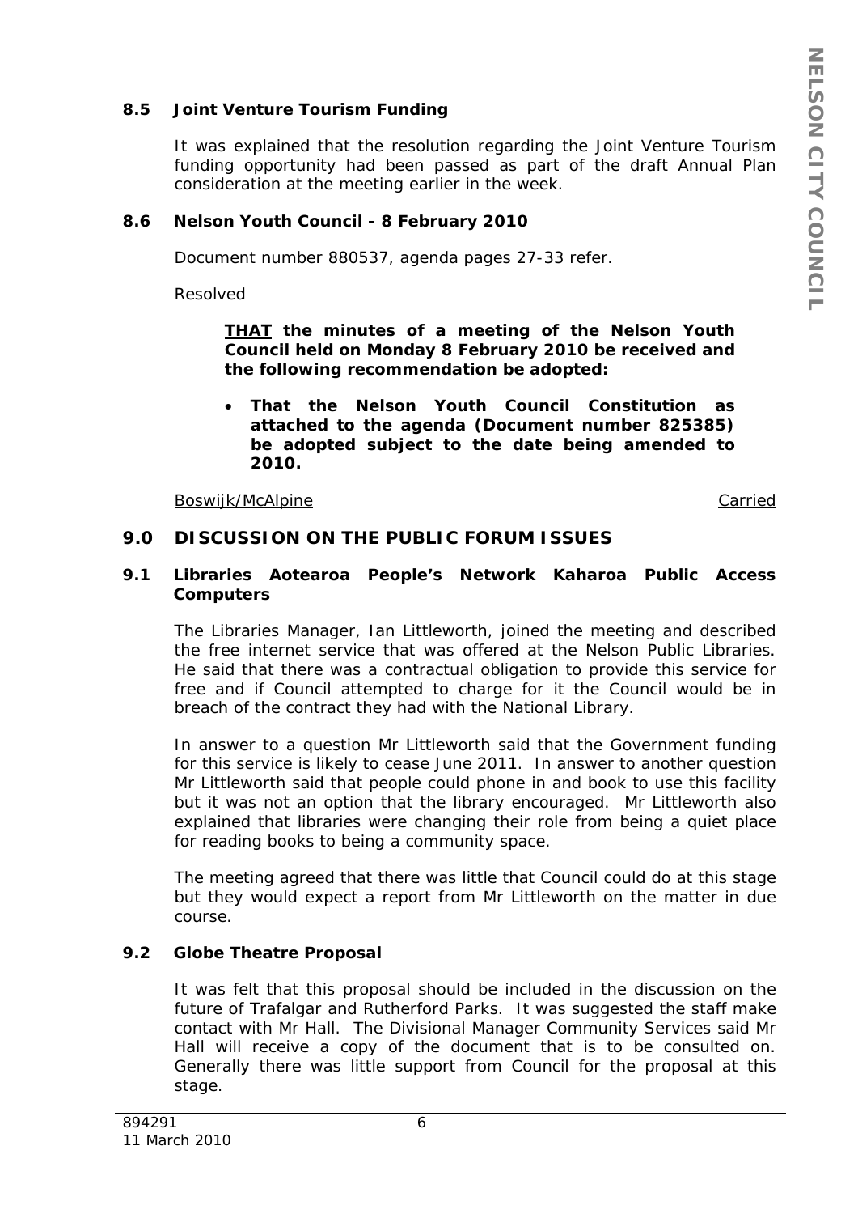### 8.5 Joint Venture Tourism Funding

It was explained that the resolution regarding the Joint Venture Tourism funding opportunity had been passed as part of the draft Annual Plan consideration at the meeting earlier in the week.

### 8.6 Nelson Youth Council - 8 February 2010

Document number 880537, agenda pages 27-33 refer.

Resolved

> **<u>THAT</u> the minutes of a meeting of the Nelson Youth Council held on Monday 8 February 2010 be received and the following recommendation be adopted:**
>
> - **That the Nelson Youth Council Constitution as attached to the agenda (Document number 825385) be adopted subject to the date being amended to 2010.**

<u>Boswijk/McAlpine</u> <u>Carried</u>

## 9.0 DISCUSSION ON THE PUBLIC FORUM ISSUES

### 9.1 Libraries Aotearoa People's Network Kaharoa Public Access Computers

The Libraries Manager, Ian Littleworth, joined the meeting and described the free internet service that was offered at the Nelson Public Libraries. He said that there was a contractual obligation to provide this service for free and if Council attempted to charge for it the Council would be in breach of the contract they had with the National Library.

In answer to a question Mr Littleworth said that the Government funding for this service is likely to cease June 2011. In answer to another question Mr Littleworth said that people could phone in and book to use this facility but it was not an option that the library encouraged. Mr Littleworth also explained that libraries were changing their role from being a quiet place for reading books to being a community space.

The meeting agreed that there was little that Council could do at this stage but they would expect a report from Mr Littleworth on the matter in due course.

### 9.2 Globe Theatre Proposal

It was felt that this proposal should be included in the discussion on the future of Trafalgar and Rutherford Parks. It was suggested the staff make contact with Mr Hall. The Divisional Manager Community Services said Mr Hall will receive a copy of the document that is to be consulted on. Generally there was little support from Council for the proposal at this stage.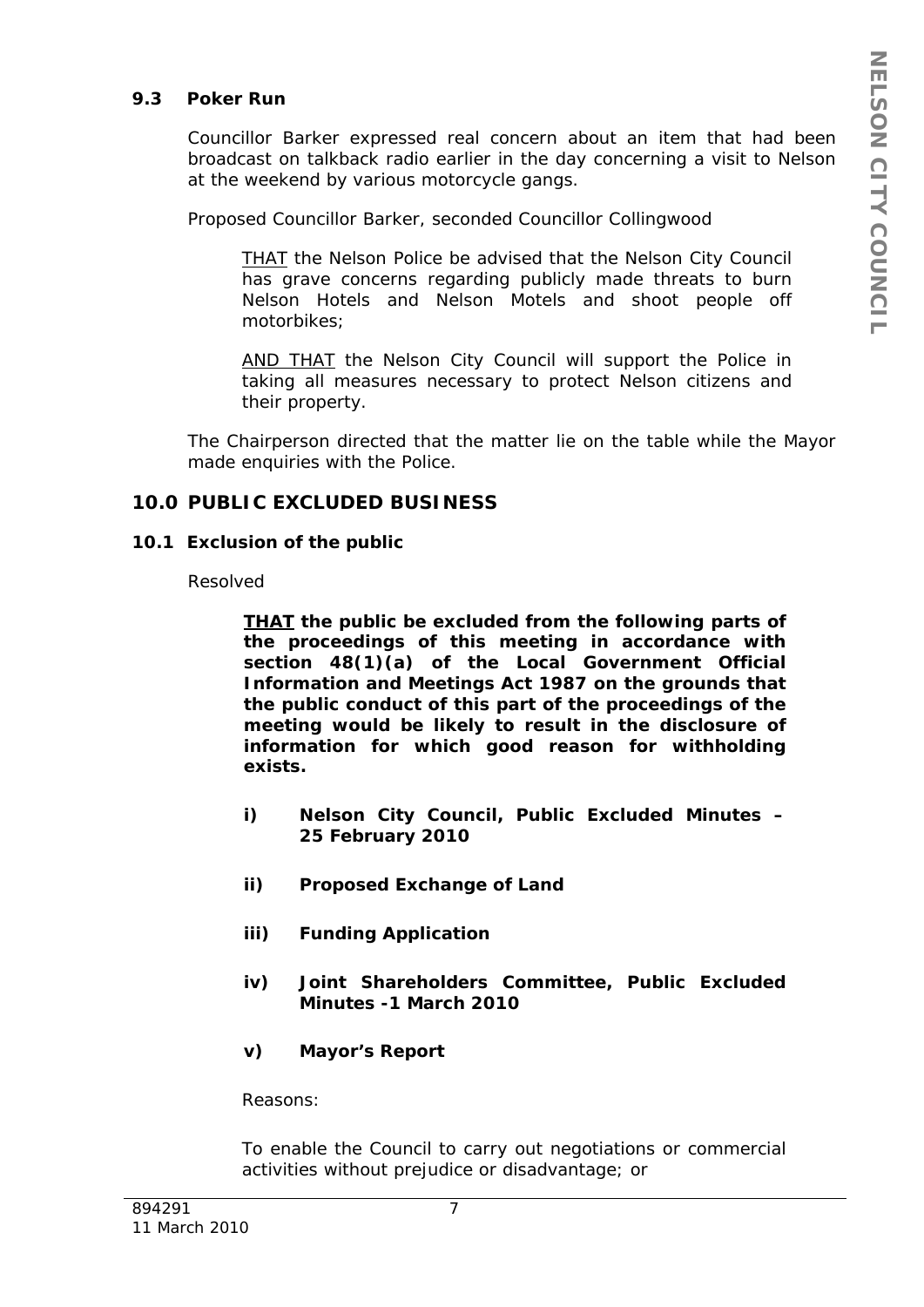### 9.3 Poker Run

Councillor Barker expressed real concern about an item that had been broadcast on talkback radio earlier in the day concerning a visit to Nelson at the weekend by various motorcycle gangs.

Proposed Councillor Barker, seconded Councillor Collingwood

> THAT the Nelson Police be advised that the Nelson City Council has grave concerns regarding publicly made threats to burn Nelson Hotels and Nelson Motels and shoot people off motorbikes;
>
> AND THAT the Nelson City Council will support the Police in taking all measures necessary to protect Nelson citizens and their property.

The Chairperson directed that the matter lie on the table while the Mayor made enquiries with the Police.

## 10.0 PUBLIC EXCLUDED BUSINESS

### 10.1 Exclusion of the public

Resolved

> **THAT the public be excluded from the following parts of the proceedings of this meeting in accordance with section 48(1)(a) of the Local Government Official Information and Meetings Act 1987 on the grounds that the public conduct of this part of the proceedings of the meeting would be likely to result in the disclosure of information for which good reason for withholding exists.**
>
> **i) Nelson City Council, Public Excluded Minutes – 25 February 2010**
>
> **ii) Proposed Exchange of Land**
>
> **iii) Funding Application**
>
> **iv) Joint Shareholders Committee, Public Excluded Minutes -1 March 2010**
>
> **v) Mayor's Report**
>
> Reasons:
>
> To enable the Council to carry out negotiations or commercial activities without prejudice or disadvantage; or

894291
11 March 2010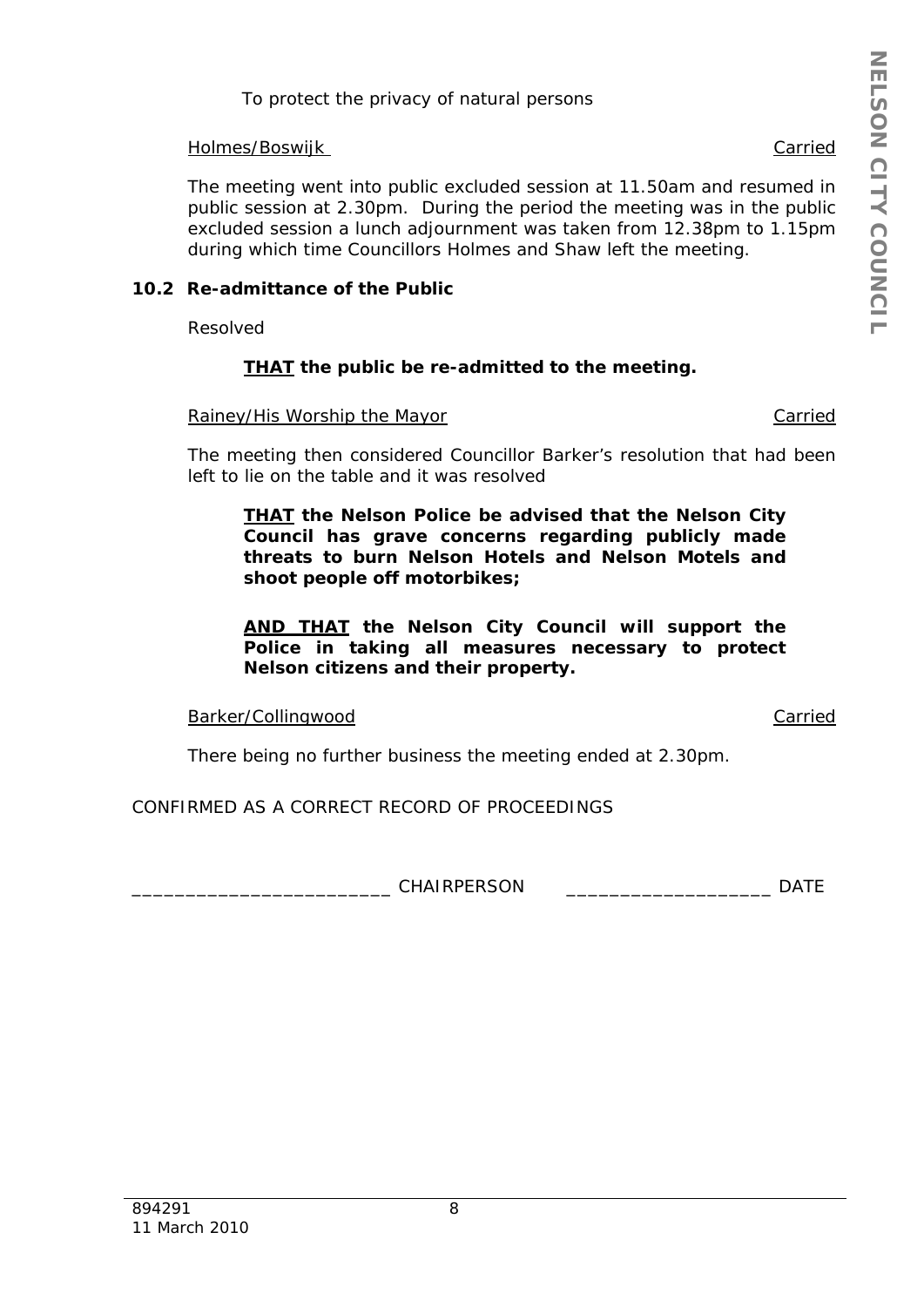To protect the privacy of natural persons

Holmes/Boswijk Carried

The meeting went into public excluded session at 11.50am and resumed in public session at 2.30pm. During the period the meeting was in the public excluded session a lunch adjournment was taken from 12.38pm to 1.15pm during which time Councillors Holmes and Shaw left the meeting.

### 10.2 Re-admittance of the Public

Resolved

**THAT the public be re-admitted to the meeting.**

Rainey/His Worship the Mayor Carried

The meeting then considered Councillor Barker's resolution that had been left to lie on the table and it was resolved

**THAT the Nelson Police be advised that the Nelson City Council has grave concerns regarding publicly made threats to burn Nelson Hotels and Nelson Motels and shoot people off motorbikes;**

**AND THAT the Nelson City Council will support the Police in taking all measures necessary to protect Nelson citizens and their property.**

Barker/Collingwood Carried

There being no further business the meeting ended at 2.30pm.

CONFIRMED AS A CORRECT RECORD OF PROCEEDINGS

_________________________ CHAIRPERSON ____________________ DATE